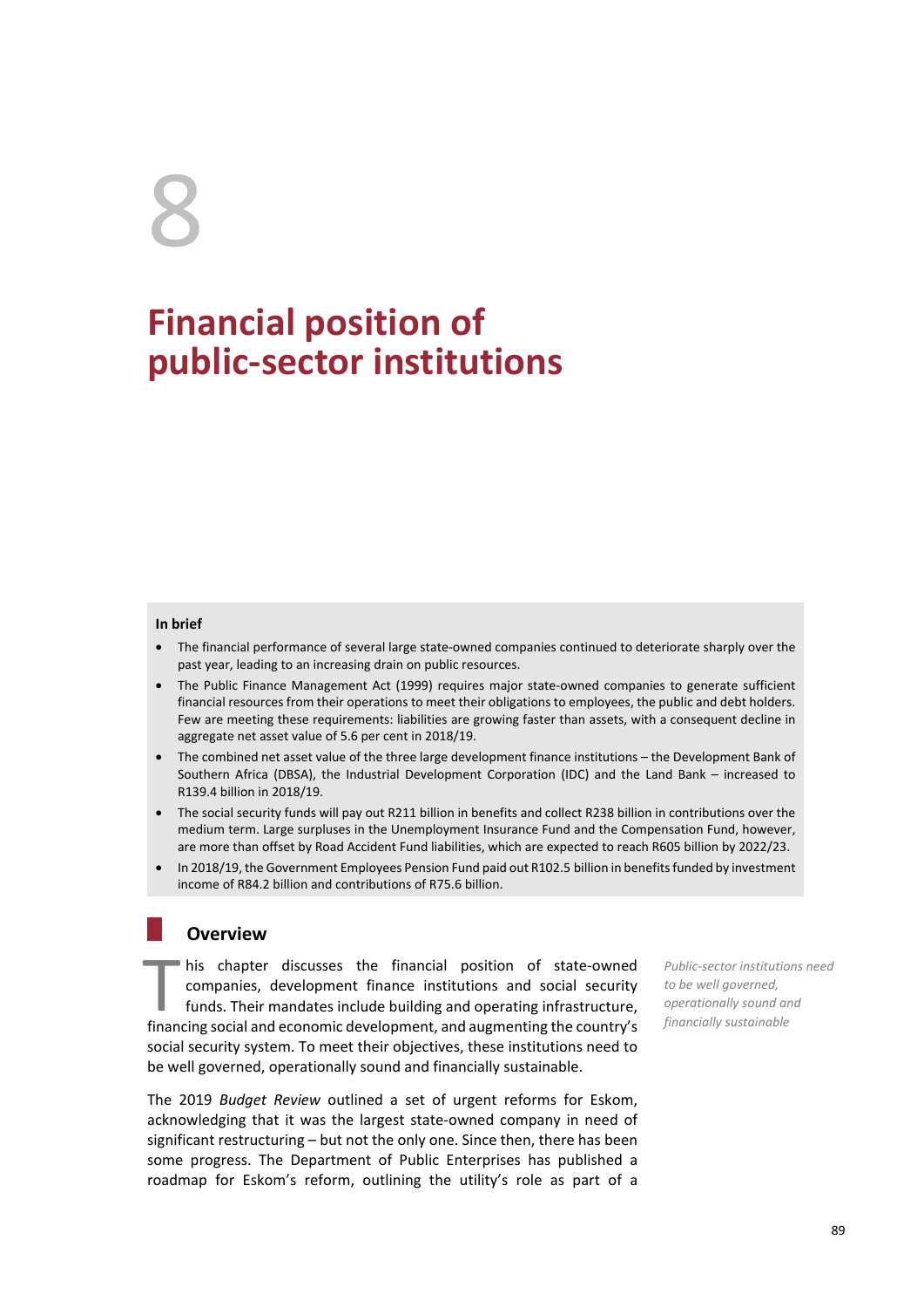# 8

# Financial position of public-sector institutions

**In brief**

- The financial performance of several large state-owned companies continued to deteriorate sharply over the past year, leading to an increasing drain on public resources.
- The Public Finance Management Act (1999) requires major state-owned companies to generate sufficient financial resources from their operations to meet their obligations to employees, the public and debt holders. Few are meeting these requirements: liabilities are growing faster than assets, with a consequent decline in aggregate net asset value of 5.6 per cent in 2018/19.
- The combined net asset value of the three large development finance institutions – the Development Bank of Southern Africa (DBSA), the Industrial Development Corporation (IDC) and the Land Bank – increased to R139.4 billion in 2018/19.
- The social security funds will pay out R211 billion in benefits and collect R238 billion in contributions over the medium term. Large surpluses in the Unemployment Insurance Fund and the Compensation Fund, however, are more than offset by Road Accident Fund liabilities, which are expected to reach R605 billion by 2022/23.
- In 2018/19, the Government Employees Pension Fund paid out R102.5 billion in benefits funded by investment income of R84.2 billion and contributions of R75.6 billion.

## Overview

This chapter discusses the financial position of state-owned companies, development finance institutions and social security funds. Their mandates include building and operating infrastructure, financing social and economic development, and augmenting the country's social security system. To meet their objectives, these institutions need to be well governed, operationally sound and financially sustainable.

*Public-sector institutions need to be well governed, operationally sound and financially sustainable*

The 2019 *Budget Review* outlined a set of urgent reforms for Eskom, acknowledging that it was the largest state-owned company in need of significant restructuring – but not the only one. Since then, there has been some progress. The Department of Public Enterprises has published a roadmap for Eskom's reform, outlining the utility's role as part of a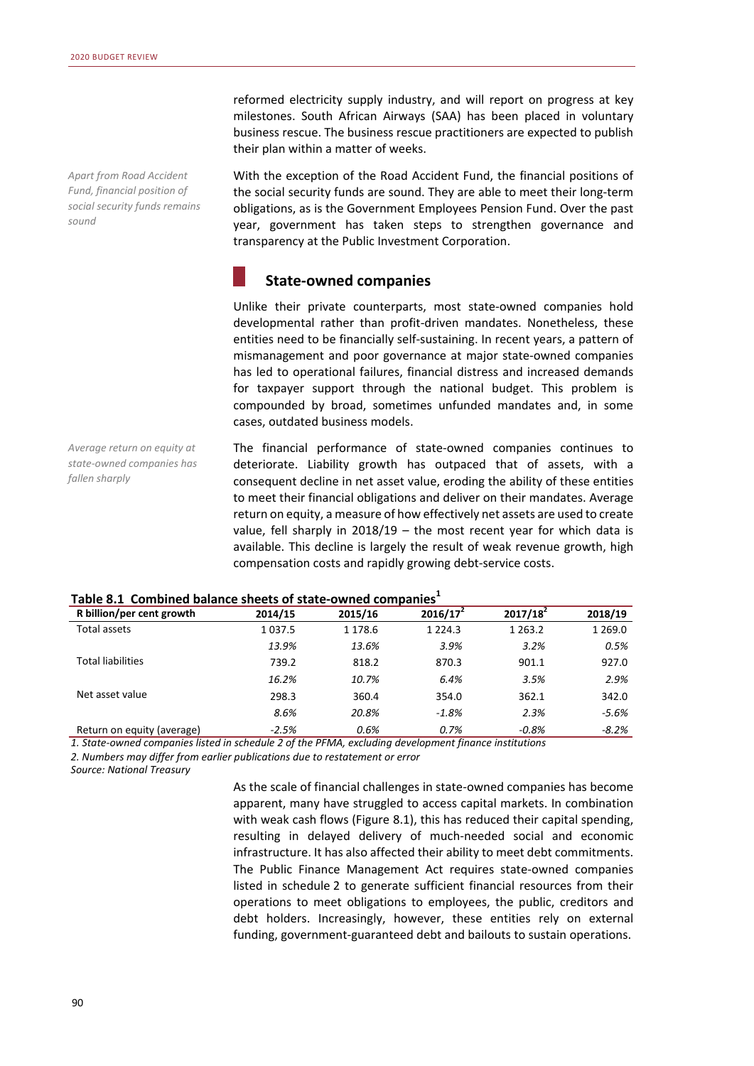reformed electricity supply industry, and will report on progress at key milestones. South African Airways (SAA) has been placed in voluntary business rescue. The business rescue practitioners are expected to publish their plan within a matter of weeks.

*Apart from Road Accident Fund, financial position of social security funds remains sound*

With the exception of the Road Accident Fund, the financial positions of the social security funds are sound. They are able to meet their long-term obligations, as is the Government Employees Pension Fund. Over the past year, government has taken steps to strengthen governance and transparency at the Public Investment Corporation.

## State-owned companies

Unlike their private counterparts, most state-owned companies hold developmental rather than profit-driven mandates. Nonetheless, these entities need to be financially self-sustaining. In recent years, a pattern of mismanagement and poor governance at major state-owned companies has led to operational failures, financial distress and increased demands for taxpayer support through the national budget. This problem is compounded by broad, sometimes unfunded mandates and, in some cases, outdated business models.

*Average return on equity at state-owned companies has fallen sharply*

The financial performance of state-owned companies continues to deteriorate. Liability growth has outpaced that of assets, with a consequent decline in net asset value, eroding the ability of these entities to meet their financial obligations and deliver on their mandates. Average return on equity, a measure of how effectively net assets are used to create value, fell sharply in 2018/19 – the most recent year for which data is available. This decline is largely the result of weak revenue growth, high compensation costs and rapidly growing debt-service costs.

**Table 8.1 Combined balance sheets of state-owned companies[1]**

| R billion/per cent growth | 2014/15 | 2015/16 | 2016/17[2] | 2017/18[2] | 2018/19 |
|---|---|---|---|---|---|
| Total assets | 1 037.5 | 1 178.6 | 1 224.3 | 1 263.2 | 1 269.0 |
| | *13.9%* | *13.6%* | *3.9%* | *3.2%* | *0.5%* |
| Total liabilities | 739.2 | 818.2 | 870.3 | 901.1 | 927.0 |
| | *16.2%* | *10.7%* | *6.4%* | *3.5%* | *2.9%* |
| Net asset value | 298.3 | 360.4 | 354.0 | 362.1 | 342.0 |
| | *8.6%* | *20.8%* | *-1.8%* | *2.3%* | *-5.6%* |
| Return on equity (average) | *-2.5%* | *0.6%* | *0.7%* | *-0.8%* | *-8.2%* |

*1. State-owned companies listed in schedule 2 of the PFMA, excluding development finance institutions*
*2. Numbers may differ from earlier publications due to restatement or error*
*Source: National Treasury*

As the scale of financial challenges in state-owned companies has become apparent, many have struggled to access capital markets. In combination with weak cash flows (Figure 8.1), this has reduced their capital spending, resulting in delayed delivery of much-needed social and economic infrastructure. It has also affected their ability to meet debt commitments. The Public Finance Management Act requires state-owned companies listed in schedule 2 to generate sufficient financial resources from their operations to meet obligations to employees, the public, creditors and debt holders. Increasingly, however, these entities rely on external funding, government-guaranteed debt and bailouts to sustain operations.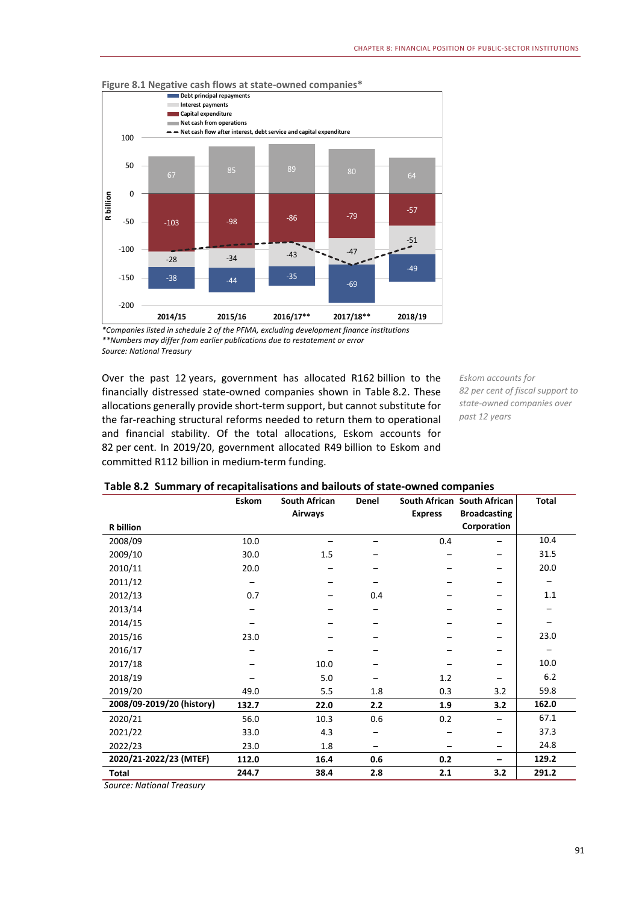**Figure 8.1 Negative cash flows at state-owned companies***

*Companies listed in schedule 2 of the PFMA, excluding development finance institutions
**Numbers may differ from earlier publications due to restatement or error
Source: National Treasury

Over the past 12 years, government has allocated R162 billion to the financially distressed state-owned companies shown in Table 8.2. These allocations generally provide short-term support, but cannot substitute for the far-reaching structural reforms needed to return them to operational and financial stability. Of the total allocations, Eskom accounts for 82 per cent. In 2019/20, government allocated R49 billion to Eskom and committed R112 billion in medium-term funding.

*Eskom accounts for 82 per cent of fiscal support to state-owned companies over past 12 years*

**Table 8.2 Summary of recapitalisations and bailouts of state-owned companies**

| R billion | Eskom | South African Airways | Denel | South African Express | South African Broadcasting Corporation | Total |
|---|---|---|---|---|---|---|
| 2008/09 | 10.0 | – | – | 0.4 | – | 10.4 |
| 2009/10 | 30.0 | 1.5 | – | – | – | 31.5 |
| 2010/11 | 20.0 | – | – | – | – | 20.0 |
| 2011/12 | – | – | – | – | – | – |
| 2012/13 | 0.7 | – | 0.4 | – | – | 1.1 |
| 2013/14 | – | – | – | – | – | – |
| 2014/15 | – | – | – | – | – | – |
| 2015/16 | 23.0 | – | – | – | – | 23.0 |
| 2016/17 | – | – | – | – | – | – |
| 2017/18 | – | 10.0 | – | – | – | 10.0 |
| 2018/19 | – | 5.0 | – | 1.2 | – | 6.2 |
| 2019/20 | 49.0 | 5.5 | 1.8 | 0.3 | 3.2 | 59.8 |
| **2008/09-2019/20 (history)** | **132.7** | **22.0** | **2.2** | **1.9** | **3.2** | **162.0** |
| 2020/21 | 56.0 | 10.3 | 0.6 | 0.2 | – | 67.1 |
| 2021/22 | 33.0 | 4.3 | – | – | – | 37.3 |
| 2022/23 | 23.0 | 1.8 | – | – | – | 24.8 |
| **2020/21-2022/23 (MTEF)** | **112.0** | **16.4** | **0.6** | **0.2** | **–** | **129.2** |
| **Total** | **244.7** | **38.4** | **2.8** | **2.1** | **3.2** | **291.2** |

Source: National Treasury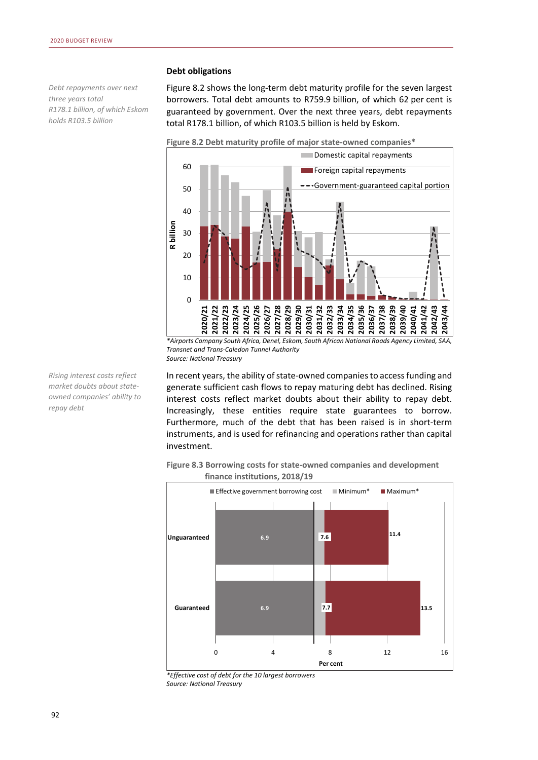### Debt obligations

*Debt repayments over next three years total R178.1 billion, of which Eskom holds R103.5 billion*

Figure 8.2 shows the long-term debt maturity profile for the seven largest borrowers. Total debt amounts to R759.9 billion, of which 62 per cent is guaranteed by government. Over the next three years, debt repayments total R178.1 billion, of which R103.5 billion is held by Eskom.

**Figure 8.2 Debt maturity profile of major state-owned companies***

*Airports Company South Africa, Denel, Eskom, South African National Roads Agency Limited, SAA, Transnet and Trans-Caledon Tunnel Authority

*Source: National Treasury*

*Rising interest costs reflect market doubts about state-owned companies' ability to repay debt*

In recent years, the ability of state-owned companies to access funding and generate sufficient cash flows to repay maturing debt has declined. Rising interest costs reflect market doubts about their ability to repay debt. Increasingly, these entities require state guarantees to borrow. Furthermore, much of the debt that has been raised is in short-term instruments, and is used for refinancing and operations rather than capital investment.

**Figure 8.3 Borrowing costs for state-owned companies and development finance institutions, 2018/19**

| | Effective government borrowing cost | Minimum* | Maximum* |
|---|---|---|---|
| Unguaranteed | 6.9 | 7.6 | 11.4 |
| Guaranteed | 6.9 | 7.7 | 13.5 |

*Effective cost of debt for the 10 largest borrowers

*Source: National Treasury*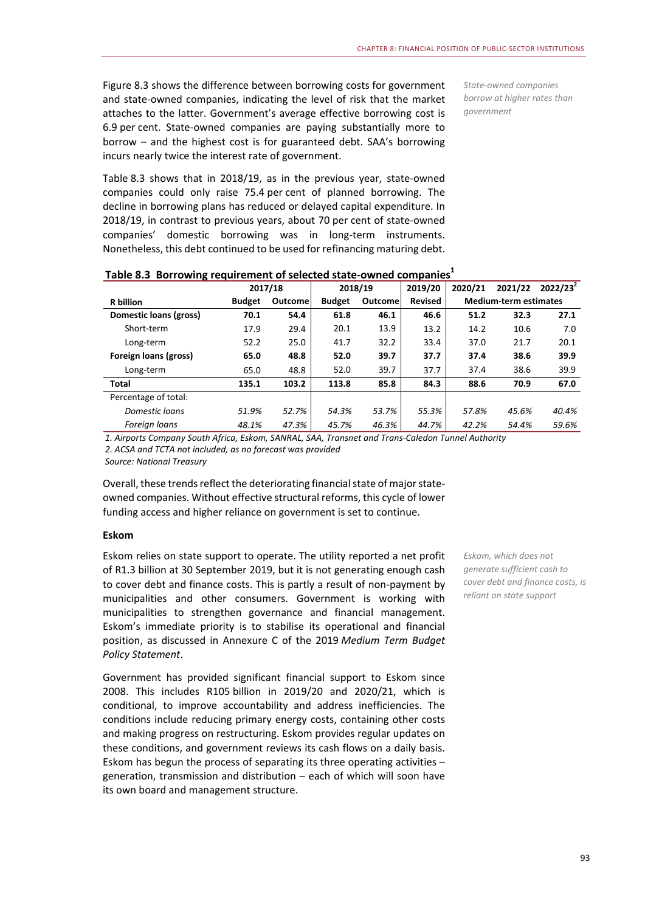Figure 8.3 shows the difference between borrowing costs for government and state-owned companies, indicating the level of risk that the market attaches to the latter. Government's average effective borrowing cost is 6.9 per cent. State-owned companies are paying substantially more to borrow – and the highest cost is for guaranteed debt. SAA's borrowing incurs nearly twice the interest rate of government.

*State-owned companies borrow at higher rates than government*

Table 8.3 shows that in 2018/19, as in the previous year, state-owned companies could only raise 75.4 per cent of planned borrowing. The decline in borrowing plans has reduced or delayed capital expenditure. In 2018/19, in contrast to previous years, about 70 per cent of state-owned companies' domestic borrowing was in long-term instruments. Nonetheless, this debt continued to be used for refinancing maturing debt.

**Table 8.3 Borrowing requirement of selected state-owned companies[1]**

| | 2017/18 | | 2018/19 | | 2019/20 | 2020/21 | 2021/22 | 2022/23[2] |
|---|---|---|---|---|---|---|---|---|
| **R billion** | **Budget** | **Outcome** | **Budget** | **Outcome** | **Revised** | **Medium-term estimates** | | |
| **Domestic loans (gross)** | **70.1** | **54.4** | **61.8** | **46.1** | **46.6** | **51.2** | **32.3** | **27.1** |
| Short-term | 17.9 | 29.4 | 20.1 | 13.9 | 13.2 | 14.2 | 10.6 | 7.0 |
| Long-term | 52.2 | 25.0 | 41.7 | 32.2 | 33.4 | 37.0 | 21.7 | 20.1 |
| **Foreign loans (gross)** | **65.0** | **48.8** | **52.0** | **39.7** | **37.7** | **37.4** | **38.6** | **39.9** |
| Long-term | 65.0 | 48.8 | 52.0 | 39.7 | 37.7 | 37.4 | 38.6 | 39.9 |
| **Total** | **135.1** | **103.2** | **113.8** | **85.8** | **84.3** | **88.6** | **70.9** | **67.0** |
| Percentage of total: | | | | | | | | |
| *Domestic loans* | *51.9%* | *52.7%* | *54.3%* | *53.7%* | *55.3%* | *57.8%* | *45.6%* | *40.4%* |
| *Foreign loans* | *48.1%* | *47.3%* | *45.7%* | *46.3%* | *44.7%* | *42.2%* | *54.4%* | *59.6%* |

*1. Airports Company South Africa, Eskom, SANRAL, SAA, Transnet and Trans-Caledon Tunnel Authority*
*2. ACSA and TCTA not included, as no forecast was provided*
*Source: National Treasury*

Overall, these trends reflect the deteriorating financial state of major state-owned companies. Without effective structural reforms, this cycle of lower funding access and higher reliance on government is set to continue.

#### Eskom

Eskom relies on state support to operate. The utility reported a net profit of R1.3 billion at 30 September 2019, but it is not generating enough cash to cover debt and finance costs. This is partly a result of non-payment by municipalities and other consumers. Government is working with municipalities to strengthen governance and financial management. Eskom's immediate priority is to stabilise its operational and financial position, as discussed in Annexure C of the 2019 *Medium Term Budget Policy Statement*.

*Eskom, which does not generate sufficient cash to cover debt and finance costs, is reliant on state support*

Government has provided significant financial support to Eskom since 2008. This includes R105 billion in 2019/20 and 2020/21, which is conditional, to improve accountability and address inefficiencies. The conditions include reducing primary energy costs, containing other costs and making progress on restructuring. Eskom provides regular updates on these conditions, and government reviews its cash flows on a daily basis. Eskom has begun the process of separating its three operating activities – generation, transmission and distribution – each of which will soon have its own board and management structure.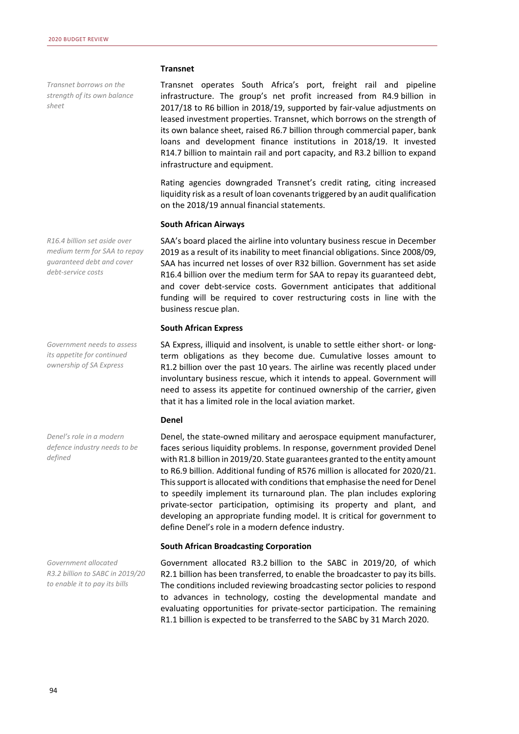### Transnet

*Transnet borrows on the strength of its own balance sheet*

Transnet operates South Africa's port, freight rail and pipeline infrastructure. The group's net profit increased from R4.9 billion in 2017/18 to R6 billion in 2018/19, supported by fair-value adjustments on leased investment properties. Transnet, which borrows on the strength of its own balance sheet, raised R6.7 billion through commercial paper, bank loans and development finance institutions in 2018/19. It invested R14.7 billion to maintain rail and port capacity, and R3.2 billion to expand infrastructure and equipment.

Rating agencies downgraded Transnet's credit rating, citing increased liquidity risk as a result of loan covenants triggered by an audit qualification on the 2018/19 annual financial statements.

### South African Airways

*R16.4 billion set aside over medium term for SAA to repay guaranteed debt and cover debt-service costs*

SAA's board placed the airline into voluntary business rescue in December 2019 as a result of its inability to meet financial obligations. Since 2008/09, SAA has incurred net losses of over R32 billion. Government has set aside R16.4 billion over the medium term for SAA to repay its guaranteed debt, and cover debt-service costs. Government anticipates that additional funding will be required to cover restructuring costs in line with the business rescue plan.

### South African Express

*Government needs to assess its appetite for continued ownership of SA Express*

SA Express, illiquid and insolvent, is unable to settle either short- or long-term obligations as they become due. Cumulative losses amount to R1.2 billion over the past 10 years. The airline was recently placed under involuntary business rescue, which it intends to appeal. Government will need to assess its appetite for continued ownership of the carrier, given that it has a limited role in the local aviation market.

### Denel

*Denel's role in a modern defence industry needs to be defined*

Denel, the state-owned military and aerospace equipment manufacturer, faces serious liquidity problems. In response, government provided Denel with R1.8 billion in 2019/20. State guarantees granted to the entity amount to R6.9 billion. Additional funding of R576 million is allocated for 2020/21. This support is allocated with conditions that emphasise the need for Denel to speedily implement its turnaround plan. The plan includes exploring private-sector participation, optimising its property and plant, and developing an appropriate funding model. It is critical for government to define Denel's role in a modern defence industry.

### South African Broadcasting Corporation

*Government allocated R3.2 billion to SABC in 2019/20 to enable it to pay its bills*

Government allocated R3.2 billion to the SABC in 2019/20, of which R2.1 billion has been transferred, to enable the broadcaster to pay its bills. The conditions included reviewing broadcasting sector policies to respond to advances in technology, costing the developmental mandate and evaluating opportunities for private-sector participation. The remaining R1.1 billion is expected to be transferred to the SABC by 31 March 2020.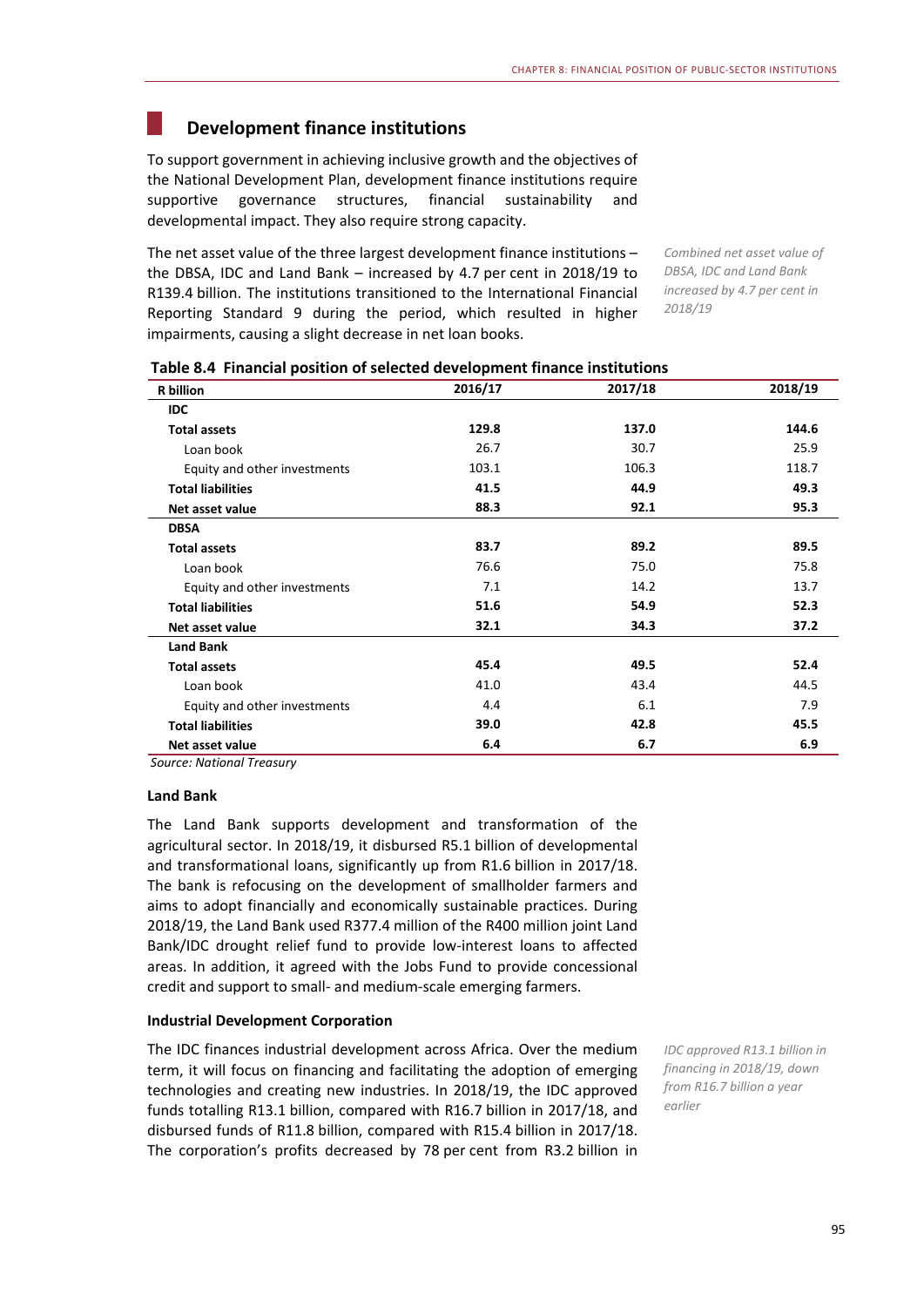## Development finance institutions

To support government in achieving inclusive growth and the objectives of the National Development Plan, development finance institutions require supportive governance structures, financial sustainability and developmental impact. They also require strong capacity.

The net asset value of the three largest development finance institutions – the DBSA, IDC and Land Bank – increased by 4.7 per cent in 2018/19 to R139.4 billion. The institutions transitioned to the International Financial Reporting Standard 9 during the period, which resulted in higher impairments, causing a slight decrease in net loan books.

*Combined net asset value of DBSA, IDC and Land Bank increased by 4.7 per cent in 2018/19*

**Table 8.4 Financial position of selected development finance institutions**

| R billion | 2016/17 | 2017/18 | 2018/19 |
|---|---|---|---|
| **IDC** | | | |
| **Total assets** | **129.8** | **137.0** | **144.6** |
| Loan book | 26.7 | 30.7 | 25.9 |
| Equity and other investments | 103.1 | 106.3 | 118.7 |
| **Total liabilities** | **41.5** | **44.9** | **49.3** |
| **Net asset value** | **88.3** | **92.1** | **95.3** |
| **DBSA** | | | |
| **Total assets** | **83.7** | **89.2** | **89.5** |
| Loan book | 76.6 | 75.0 | 75.8 |
| Equity and other investments | 7.1 | 14.2 | 13.7 |
| **Total liabilities** | **51.6** | **54.9** | **52.3** |
| **Net asset value** | **32.1** | **34.3** | **37.2** |
| **Land Bank** | | | |
| **Total assets** | **45.4** | **49.5** | **52.4** |
| Loan book | 41.0 | 43.4 | 44.5 |
| Equity and other investments | 4.4 | 6.1 | 7.9 |
| **Total liabilities** | **39.0** | **42.8** | **45.5** |
| **Net asset value** | **6.4** | **6.7** | **6.9** |

*Source: National Treasury*

#### Land Bank

The Land Bank supports development and transformation of the agricultural sector. In 2018/19, it disbursed R5.1 billion of developmental and transformational loans, significantly up from R1.6 billion in 2017/18. The bank is refocusing on the development of smallholder farmers and aims to adopt financially and economically sustainable practices. During 2018/19, the Land Bank used R377.4 million of the R400 million joint Land Bank/IDC drought relief fund to provide low-interest loans to affected areas. In addition, it agreed with the Jobs Fund to provide concessional credit and support to small- and medium-scale emerging farmers.

#### Industrial Development Corporation

The IDC finances industrial development across Africa. Over the medium term, it will focus on financing and facilitating the adoption of emerging technologies and creating new industries. In 2018/19, the IDC approved funds totalling R13.1 billion, compared with R16.7 billion in 2017/18, and disbursed funds of R11.8 billion, compared with R15.4 billion in 2017/18. The corporation's profits decreased by 78 per cent from R3.2 billion in

*IDC approved R13.1 billion in financing in 2018/19, down from R16.7 billion a year earlier*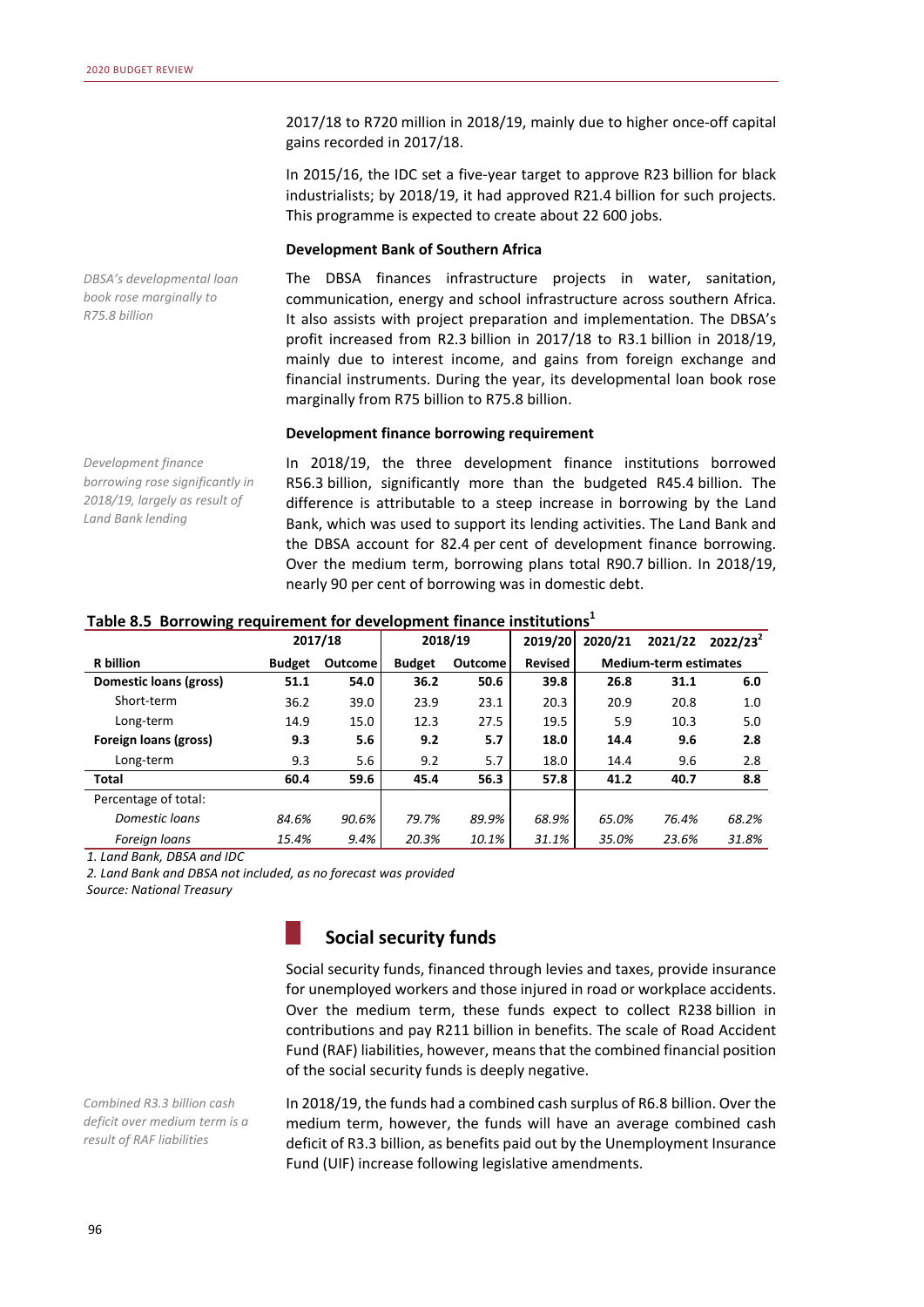2017/18 to R720 million in 2018/19, mainly due to higher once-off capital gains recorded in 2017/18.

In 2015/16, the IDC set a five-year target to approve R23 billion for black industrialists; by 2018/19, it had approved R21.4 billion for such projects. This programme is expected to create about 22 600 jobs.

### Development Bank of Southern Africa

*DBSA's developmental loan book rose marginally to R75.8 billion*

The DBSA finances infrastructure projects in water, sanitation, communication, energy and school infrastructure across southern Africa. It also assists with project preparation and implementation. The DBSA's profit increased from R2.3 billion in 2017/18 to R3.1 billion in 2018/19, mainly due to interest income, and gains from foreign exchange and financial instruments. During the year, its developmental loan book rose marginally from R75 billion to R75.8 billion.

### Development finance borrowing requirement

*Development finance borrowing rose significantly in 2018/19, largely as result of Land Bank lending*

In 2018/19, the three development finance institutions borrowed R56.3 billion, significantly more than the budgeted R45.4 billion. The difference is attributable to a steep increase in borrowing by the Land Bank, which was used to support its lending activities. The Land Bank and the DBSA account for 82.4 per cent of development finance borrowing. Over the medium term, borrowing plans total R90.7 billion. In 2018/19, nearly 90 per cent of borrowing was in domestic debt.

**Table 8.5 Borrowing requirement for development finance institutions[1]**

| | 2017/18 | | 2018/19 | | 2019/20 | 2020/21 | 2021/22 | 2022/23[2] |
|---|---|---|---|---|---|---|---|---|
| **R billion** | **Budget** | **Outcome** | **Budget** | **Outcome** | **Revised** | **Medium-term estimates** | | |
| **Domestic loans (gross)** | **51.1** | **54.0** | **36.2** | **50.6** | **39.8** | **26.8** | **31.1** | **6.0** |
| Short-term | 36.2 | 39.0 | 23.9 | 23.1 | 20.3 | 20.9 | 20.8 | 1.0 |
| Long-term | 14.9 | 15.0 | 12.3 | 27.5 | 19.5 | 5.9 | 10.3 | 5.0 |
| **Foreign loans (gross)** | **9.3** | **5.6** | **9.2** | **5.7** | **18.0** | **14.4** | **9.6** | **2.8** |
| Long-term | 9.3 | 5.6 | 9.2 | 5.7 | 18.0 | 14.4 | 9.6 | 2.8 |
| **Total** | **60.4** | **59.6** | **45.4** | **56.3** | **57.8** | **41.2** | **40.7** | **8.8** |
| Percentage of total: | | | | | | | | |
| *Domestic loans* | *84.6%* | *90.6%* | *79.7%* | *89.9%* | *68.9%* | *65.0%* | *76.4%* | *68.2%* |
| *Foreign loans* | *15.4%* | *9.4%* | *20.3%* | *10.1%* | *31.1%* | *35.0%* | *23.6%* | *31.8%* |

*1. Land Bank, DBSA and IDC*

*2. Land Bank and DBSA not included, as no forecast was provided*

*Source: National Treasury*

## Social security funds

Social security funds, financed through levies and taxes, provide insurance for unemployed workers and those injured in road or workplace accidents. Over the medium term, these funds expect to collect R238 billion in contributions and pay R211 billion in benefits. The scale of Road Accident Fund (RAF) liabilities, however, means that the combined financial position of the social security funds is deeply negative.

*Combined R3.3 billion cash deficit over medium term is a result of RAF liabilities*

In 2018/19, the funds had a combined cash surplus of R6.8 billion. Over the medium term, however, the funds will have an average combined cash deficit of R3.3 billion, as benefits paid out by the Unemployment Insurance Fund (UIF) increase following legislative amendments.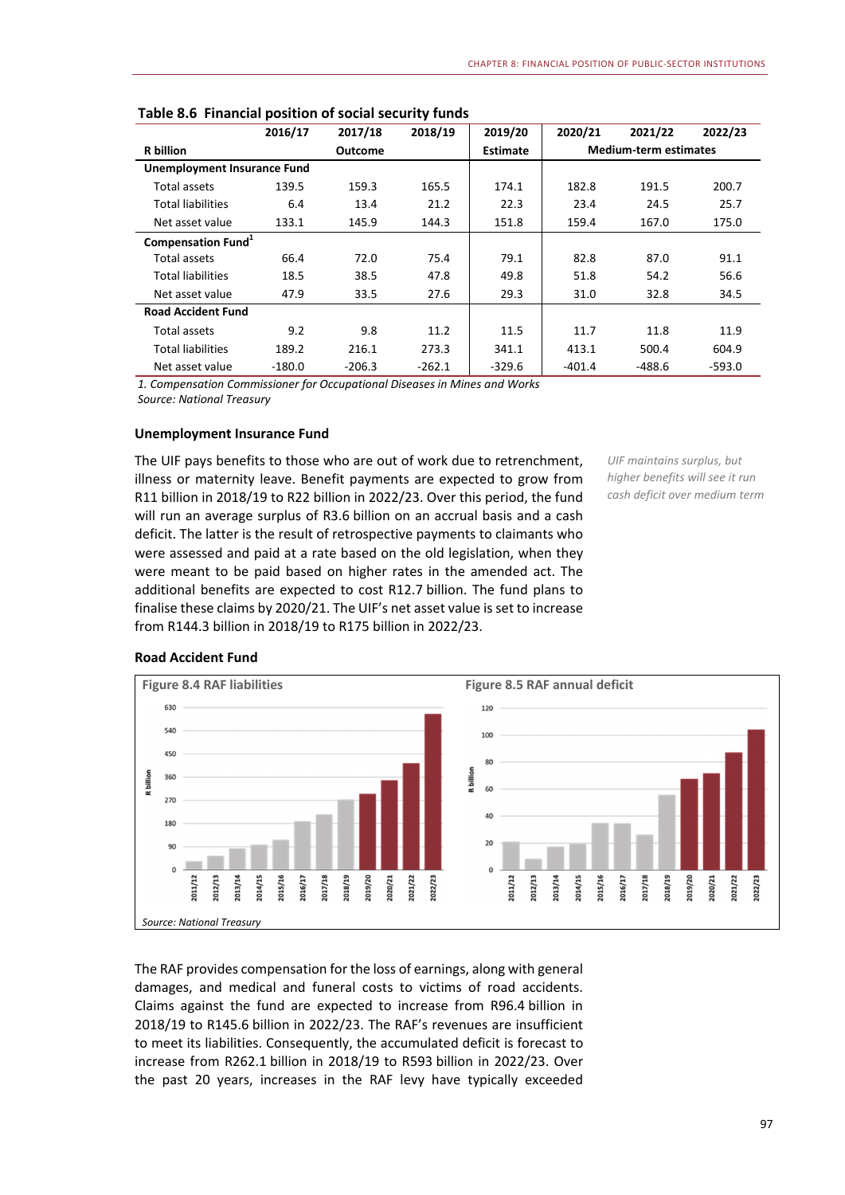**Table 8.6 Financial position of social security funds**

| R billion | 2016/17 | 2017/18 | 2018/19 | 2019/20 | 2020/21 | 2021/22 | 2022/23 |
|---|---|---|---|---|---|---|---|
| | | Outcome | | Estimate | | Medium-term estimates | |
| **Unemployment Insurance Fund** | | | | | | | |
| Total assets | 139.5 | 159.3 | 165.5 | 174.1 | 182.8 | 191.5 | 200.7 |
| Total liabilities | 6.4 | 13.4 | 21.2 | 22.3 | 23.4 | 24.5 | 25.7 |
| Net asset value | 133.1 | 145.9 | 144.3 | 151.8 | 159.4 | 167.0 | 175.0 |
| **Compensation Fund**[1] | | | | | | | |
| Total assets | 66.4 | 72.0 | 75.4 | 79.1 | 82.8 | 87.0 | 91.1 |
| Total liabilities | 18.5 | 38.5 | 47.8 | 49.8 | 51.8 | 54.2 | 56.6 |
| Net asset value | 47.9 | 33.5 | 27.6 | 29.3 | 31.0 | 32.8 | 34.5 |
| **Road Accident Fund** | | | | | | | |
| Total assets | 9.2 | 9.8 | 11.2 | 11.5 | 11.7 | 11.8 | 11.9 |
| Total liabilities | 189.2 | 216.1 | 273.3 | 341.1 | 413.1 | 500.4 | 604.9 |
| Net asset value | -180.0 | -206.3 | -262.1 | -329.6 | -401.4 | -488.6 | -593.0 |

*1. Compensation Commissioner for Occupational Diseases in Mines and Works*
*Source: National Treasury*

### Unemployment Insurance Fund

*UIF maintains surplus, but higher benefits will see it run cash deficit over medium term*

The UIF pays benefits to those who are out of work due to retrenchment, illness or maternity leave. Benefit payments are expected to grow from R11 billion in 2018/19 to R22 billion in 2022/23. Over this period, the fund will run an average surplus of R3.6 billion on an accrual basis and a cash deficit. The latter is the result of retrospective payments to claimants who were assessed and paid at a rate based on the old legislation, when they were meant to be paid based on higher rates in the amended act. The additional benefits are expected to cost R12.7 billion. The fund plans to finalise these claims by 2020/21. The UIF's net asset value is set to increase from R144.3 billion in 2018/19 to R175 billion in 2022/23.

### Road Accident Fund

**Figure 8.4 RAF liabilities**

**Figure 8.5 RAF annual deficit**

*Source: National Treasury*

The RAF provides compensation for the loss of earnings, along with general damages, and medical and funeral costs to victims of road accidents. Claims against the fund are expected to increase from R96.4 billion in 2018/19 to R145.6 billion in 2022/23. The RAF's revenues are insufficient to meet its liabilities. Consequently, the accumulated deficit is forecast to increase from R262.1 billion in 2018/19 to R593 billion in 2022/23. Over the past 20 years, increases in the RAF levy have typically exceeded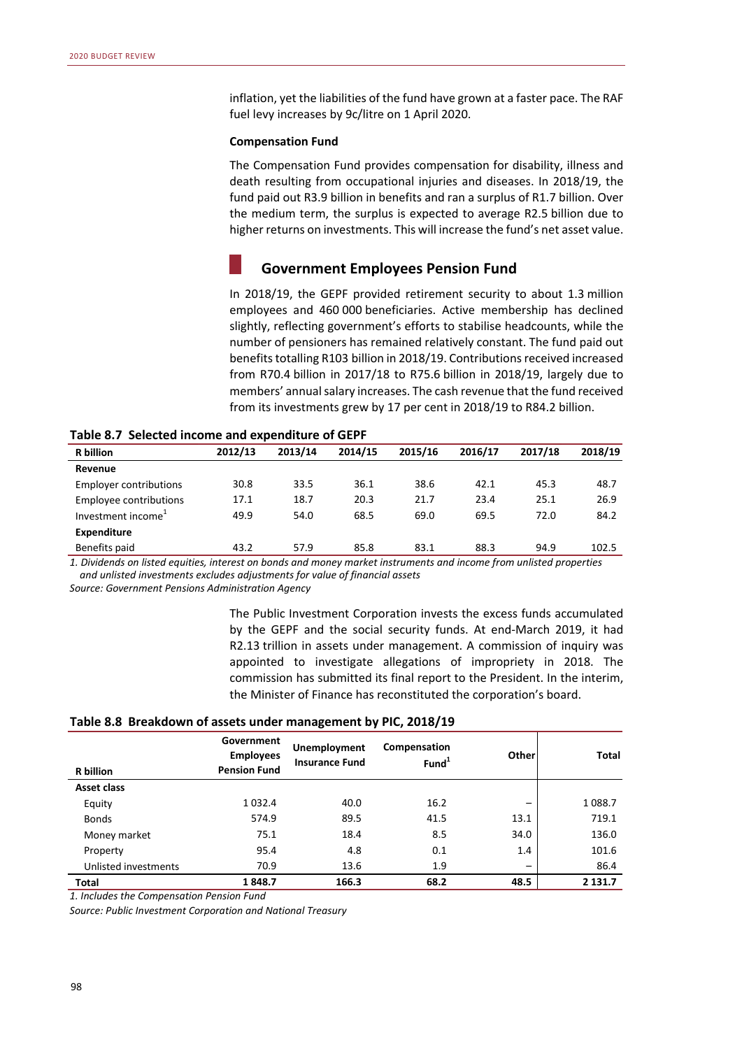inflation, yet the liabilities of the fund have grown at a faster pace. The RAF fuel levy increases by 9c/litre on 1 April 2020.

**Compensation Fund**

The Compensation Fund provides compensation for disability, illness and death resulting from occupational injuries and diseases. In 2018/19, the fund paid out R3.9 billion in benefits and ran a surplus of R1.7 billion. Over the medium term, the surplus is expected to average R2.5 billion due to higher returns on investments. This will increase the fund's net asset value.

## Government Employees Pension Fund

In 2018/19, the GEPF provided retirement security to about 1.3 million employees and 460 000 beneficiaries. Active membership has declined slightly, reflecting government's efforts to stabilise headcounts, while the number of pensioners has remained relatively constant. The fund paid out benefits totalling R103 billion in 2018/19. Contributions received increased from R70.4 billion in 2017/18 to R75.6 billion in 2018/19, largely due to members' annual salary increases. The cash revenue that the fund received from its investments grew by 17 per cent in 2018/19 to R84.2 billion.

**Table 8.7 Selected income and expenditure of GEPF**

| R billion | 2012/13 | 2013/14 | 2014/15 | 2015/16 | 2016/17 | 2017/18 | 2018/19 |
|---|---|---|---|---|---|---|---|
| **Revenue** | | | | | | | |
| Employer contributions | 30.8 | 33.5 | 36.1 | 38.6 | 42.1 | 45.3 | 48.7 |
| Employee contributions | 17.1 | 18.7 | 20.3 | 21.7 | 23.4 | 25.1 | 26.9 |
| Investment income[1] | 49.9 | 54.0 | 68.5 | 69.0 | 69.5 | 72.0 | 84.2 |
| **Expenditure** | | | | | | | |
| Benefits paid | 43.2 | 57.9 | 85.8 | 83.1 | 88.3 | 94.9 | 102.5 |

*1. Dividends on listed equities, interest on bonds and money market instruments and income from unlisted properties and unlisted investments excludes adjustments for value of financial assets*

*Source: Government Pensions Administration Agency*

The Public Investment Corporation invests the excess funds accumulated by the GEPF and the social security funds. At end-March 2019, it had R2.13 trillion in assets under management. A commission of inquiry was appointed to investigate allegations of impropriety in 2018. The commission has submitted its final report to the President. In the interim, the Minister of Finance has reconstituted the corporation's board.

**Table 8.8 Breakdown of assets under management by PIC, 2018/19**

| R billion | Government Employees Pension Fund | Unemployment Insurance Fund | Compensation Fund[1] | Other | Total |
|---|---|---|---|---|---|
| **Asset class** | | | | | |
| Equity | 1 032.4 | 40.0 | 16.2 | – | 1 088.7 |
| Bonds | 574.9 | 89.5 | 41.5 | 13.1 | 719.1 |
| Money market | 75.1 | 18.4 | 8.5 | 34.0 | 136.0 |
| Property | 95.4 | 4.8 | 0.1 | 1.4 | 101.6 |
| Unlisted investments | 70.9 | 13.6 | 1.9 | – | 86.4 |
| **Total** | **1 848.7** | **166.3** | **68.2** | **48.5** | **2 131.7** |

*1. Includes the Compensation Pension Fund*

*Source: Public Investment Corporation and National Treasury*